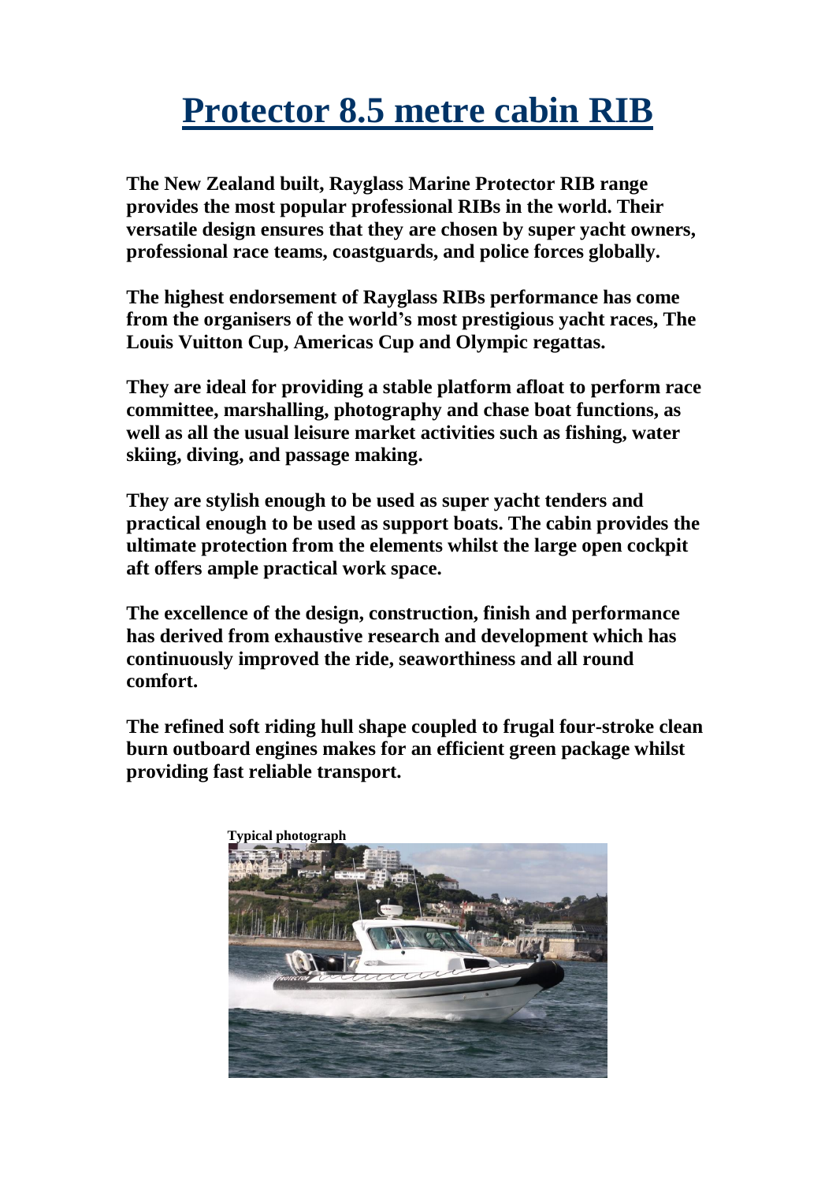# Protector 8.5 metre cabin RIB

**The New Zealand built, Rayglass Marine Protector RIB range provides the most popular professional RIBs in the world. Their versatile design ensures that they are chosen by super yacht owners, professional race teams, coastguards, and police forces globally.**

**The highest endorsement of Rayglass RIBs performance has come from the organisers of the world's most prestigious yacht races, The Louis Vuitton Cup, Americas Cup and Olympic regattas.**

**They are ideal for providing a stable platform afloat to perform race committee, marshalling, photography and chase boat functions, as well as all the usual leisure market activities such as fishing, water skiing, diving, and passage making.**

**They are stylish enough to be used as super yacht tenders and practical enough to be used as support boats. The cabin provides the ultimate protection from the elements whilst the large open cockpit aft offers ample practical work space.**

**The excellence of the design, construction, finish and performance has derived from exhaustive research and development which has continuously improved the ride, seaworthiness and all round comfort.**

**The refined soft riding hull shape coupled to frugal four-stroke clean burn outboard engines makes for an efficient green package whilst providing fast reliable transport.**

**Typical photograph**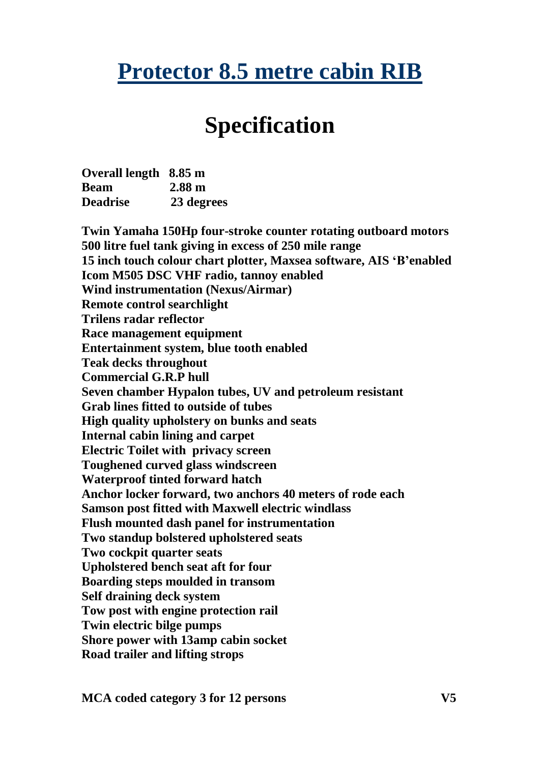# Protector 8.5 metre cabin RIB

## Specification

**Overall length 8.85 m**
**Beam 2.88 m**
**Deadrise 23 degrees**

**Twin Yamaha 150Hp four-stroke counter rotating outboard motors**
**500 litre fuel tank giving in excess of 250 mile range**
**15 inch touch colour chart plotter, Maxsea software, AIS 'B'enabled**
**Icom M505 DSC VHF radio, tannoy enabled**
**Wind instrumentation (Nexus/Airmar)**
**Remote control searchlight**
**Trilens radar reflector**
**Race management equipment**
**Entertainment system, blue tooth enabled**
**Teak decks throughout**
**Commercial G.R.P hull**
**Seven chamber Hypalon tubes, UV and petroleum resistant**
**Grab lines fitted to outside of tubes**
**High quality upholstery on bunks and seats**
**Internal cabin lining and carpet**
**Electric Toilet with privacy screen**
**Toughened curved glass windscreen**
**Waterproof tinted forward hatch**
**Anchor locker forward, two anchors 40 meters of rode each**
**Samson post fitted with Maxwell electric windlass**
**Flush mounted dash panel for instrumentation**
**Two standup bolstered upholstered seats**
**Two cockpit quarter seats**
**Upholstered bench seat aft for four**
**Boarding steps moulded in transom**
**Self draining deck system**
**Tow post with engine protection rail**
**Twin electric bilge pumps**
**Shore power with 13amp cabin socket**
**Road trailer and lifting strops**

**MCA coded category 3 for 12 persons** **V5**